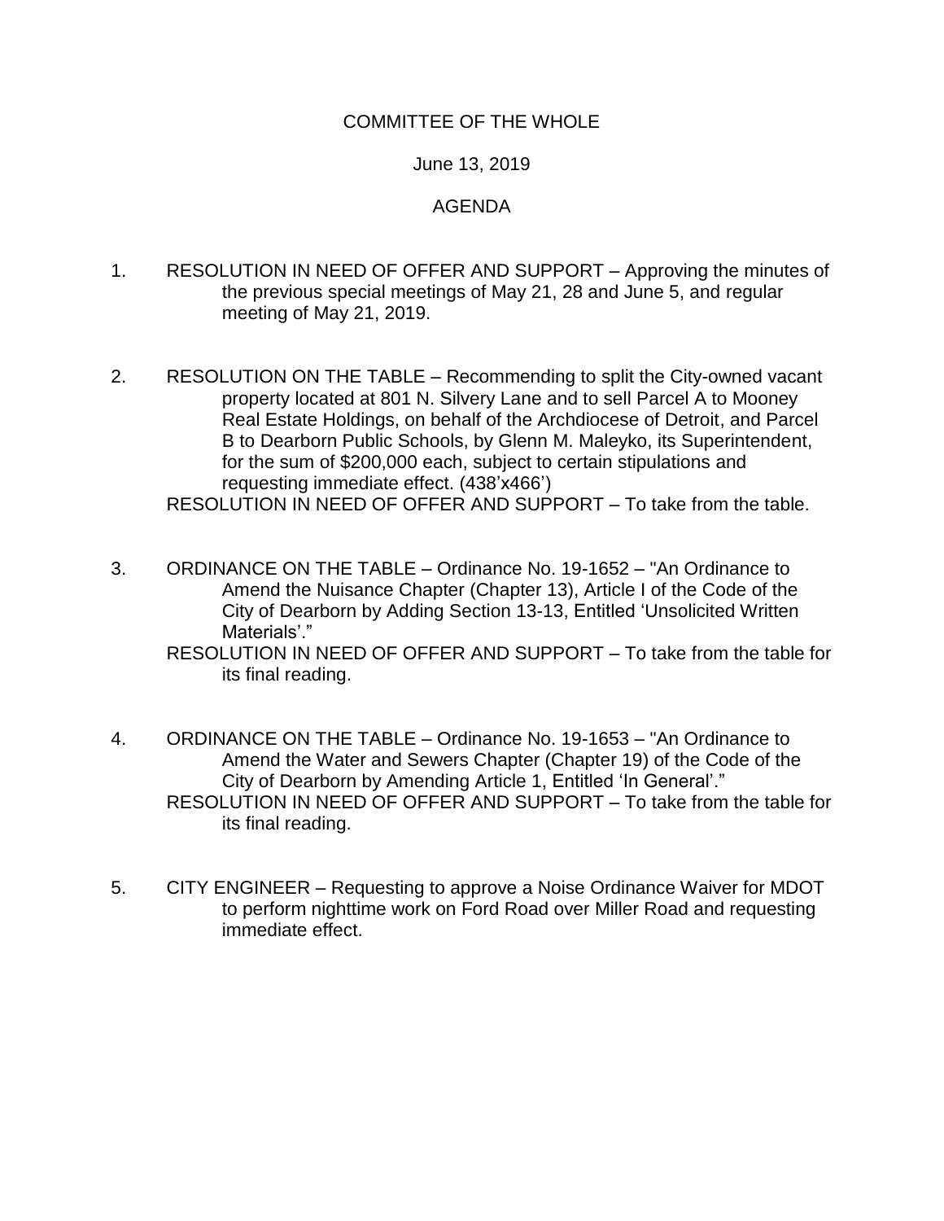# COMMITTEE OF THE WHOLE

June 13, 2019

## AGENDA

1. RESOLUTION IN NEED OF OFFER AND SUPPORT – Approving the minutes of the previous special meetings of May 21, 28 and June 5, and regular meeting of May 21, 2019.

2. RESOLUTION ON THE TABLE – Recommending to split the City-owned vacant property located at 801 N. Silvery Lane and to sell Parcel A to Mooney Real Estate Holdings, on behalf of the Archdiocese of Detroit, and Parcel B to Dearborn Public Schools, by Glenn M. Maleyko, its Superintendent, for the sum of $200,000 each, subject to certain stipulations and requesting immediate effect. (438'x466')
   RESOLUTION IN NEED OF OFFER AND SUPPORT – To take from the table.

3. ORDINANCE ON THE TABLE – Ordinance No. 19-1652 – "An Ordinance to Amend the Nuisance Chapter (Chapter 13), Article I of the Code of the City of Dearborn by Adding Section 13-13, Entitled 'Unsolicited Written Materials'."
   RESOLUTION IN NEED OF OFFER AND SUPPORT – To take from the table for its final reading.

4. ORDINANCE ON THE TABLE – Ordinance No. 19-1653 – "An Ordinance to Amend the Water and Sewers Chapter (Chapter 19) of the Code of the City of Dearborn by Amending Article 1, Entitled 'In General'."
   RESOLUTION IN NEED OF OFFER AND SUPPORT – To take from the table for its final reading.

5. CITY ENGINEER – Requesting to approve a Noise Ordinance Waiver for MDOT to perform nighttime work on Ford Road over Miller Road and requesting immediate effect.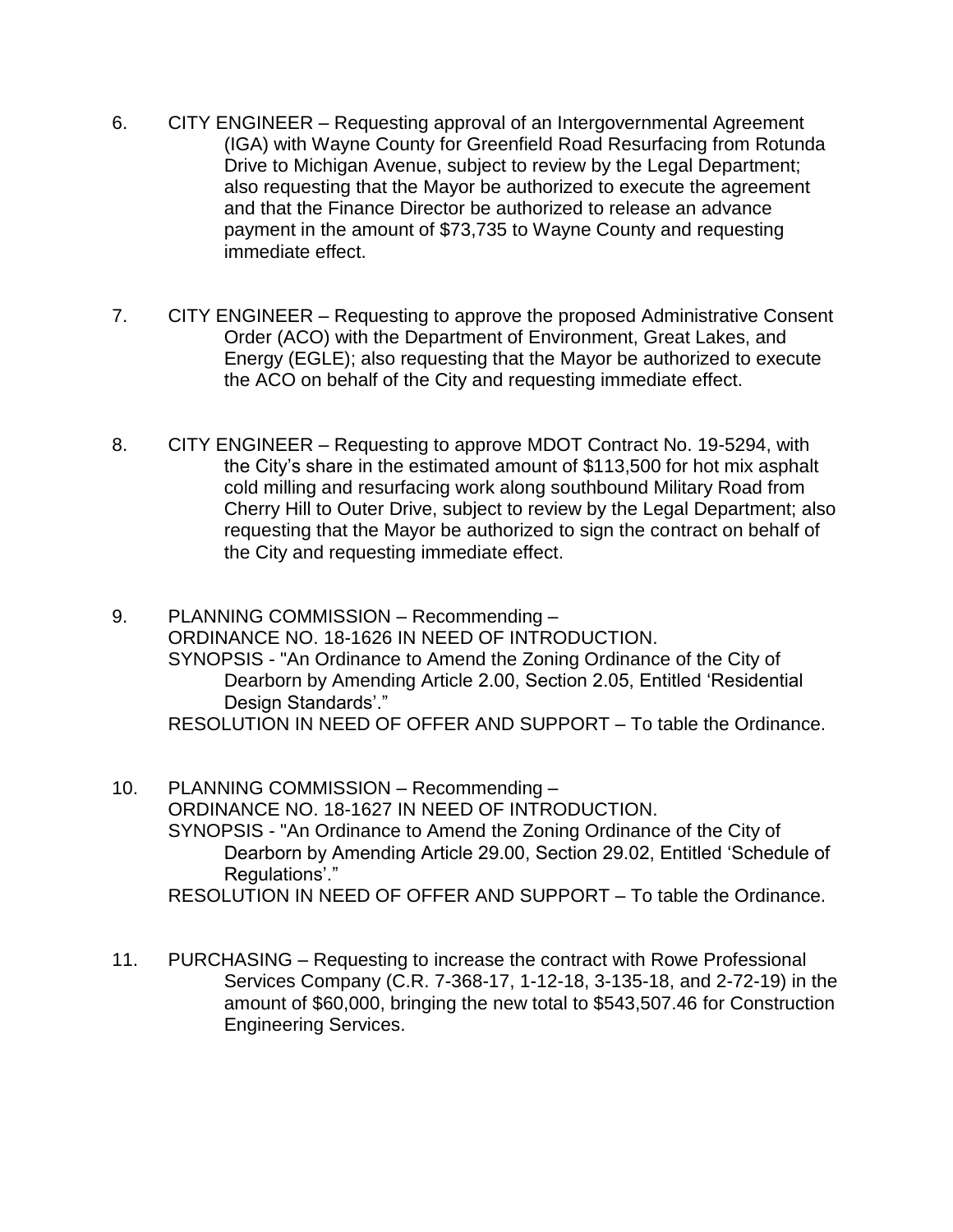6. CITY ENGINEER – Requesting approval of an Intergovernmental Agreement (IGA) with Wayne County for Greenfield Road Resurfacing from Rotunda Drive to Michigan Avenue, subject to review by the Legal Department; also requesting that the Mayor be authorized to execute the agreement and that the Finance Director be authorized to release an advance payment in the amount of $73,735 to Wayne County and requesting immediate effect.

7. CITY ENGINEER – Requesting to approve the proposed Administrative Consent Order (ACO) with the Department of Environment, Great Lakes, and Energy (EGLE); also requesting that the Mayor be authorized to execute the ACO on behalf of the City and requesting immediate effect.

8. CITY ENGINEER – Requesting to approve MDOT Contract No. 19-5294, with the City's share in the estimated amount of $113,500 for hot mix asphalt cold milling and resurfacing work along southbound Military Road from Cherry Hill to Outer Drive, subject to review by the Legal Department; also requesting that the Mayor be authorized to sign the contract on behalf of the City and requesting immediate effect.

9. PLANNING COMMISSION – Recommending –
   ORDINANCE NO. 18-1626 IN NEED OF INTRODUCTION.
   SYNOPSIS - "An Ordinance to Amend the Zoning Ordinance of the City of Dearborn by Amending Article 2.00, Section 2.05, Entitled 'Residential Design Standards'."
   RESOLUTION IN NEED OF OFFER AND SUPPORT – To table the Ordinance.

10. PLANNING COMMISSION – Recommending –
    ORDINANCE NO. 18-1627 IN NEED OF INTRODUCTION.
    SYNOPSIS - "An Ordinance to Amend the Zoning Ordinance of the City of Dearborn by Amending Article 29.00, Section 29.02, Entitled 'Schedule of Regulations'."
    RESOLUTION IN NEED OF OFFER AND SUPPORT – To table the Ordinance.

11. PURCHASING – Requesting to increase the contract with Rowe Professional Services Company (C.R. 7-368-17, 1-12-18, 3-135-18, and 2-72-19) in the amount of $60,000, bringing the new total to $543,507.46 for Construction Engineering Services.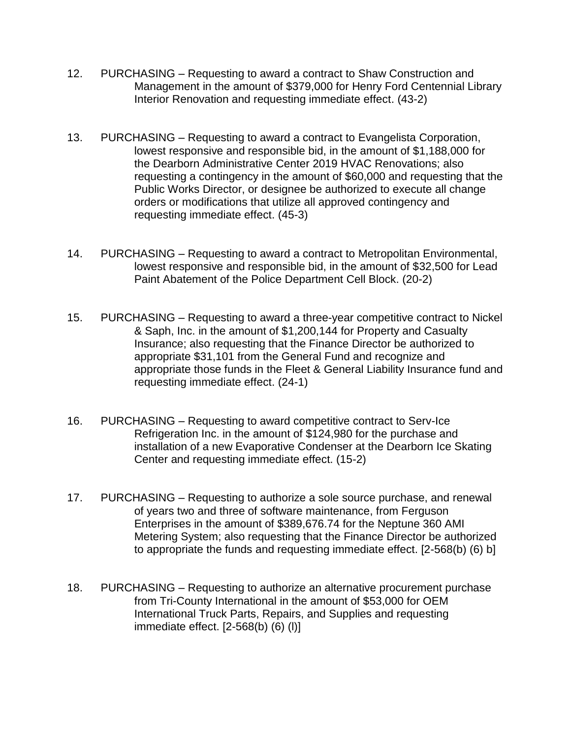12. PURCHASING – Requesting to award a contract to Shaw Construction and Management in the amount of $379,000 for Henry Ford Centennial Library Interior Renovation and requesting immediate effect. (43-2)

13. PURCHASING – Requesting to award a contract to Evangelista Corporation, lowest responsive and responsible bid, in the amount of $1,188,000 for the Dearborn Administrative Center 2019 HVAC Renovations; also requesting a contingency in the amount of $60,000 and requesting that the Public Works Director, or designee be authorized to execute all change orders or modifications that utilize all approved contingency and requesting immediate effect. (45-3)

14. PURCHASING – Requesting to award a contract to Metropolitan Environmental, lowest responsive and responsible bid, in the amount of $32,500 for Lead Paint Abatement of the Police Department Cell Block. (20-2)

15. PURCHASING – Requesting to award a three-year competitive contract to Nickel & Saph, Inc. in the amount of $1,200,144 for Property and Casualty Insurance; also requesting that the Finance Director be authorized to appropriate $31,101 from the General Fund and recognize and appropriate those funds in the Fleet & General Liability Insurance fund and requesting immediate effect. (24-1)

16. PURCHASING – Requesting to award competitive contract to Serv-Ice Refrigeration Inc. in the amount of $124,980 for the purchase and installation of a new Evaporative Condenser at the Dearborn Ice Skating Center and requesting immediate effect. (15-2)

17. PURCHASING – Requesting to authorize a sole source purchase, and renewal of years two and three of software maintenance, from Ferguson Enterprises in the amount of $389,676.74 for the Neptune 360 AMI Metering System; also requesting that the Finance Director be authorized to appropriate the funds and requesting immediate effect. [2-568(b) (6) b]

18. PURCHASING – Requesting to authorize an alternative procurement purchase from Tri-County International in the amount of $53,000 for OEM International Truck Parts, Repairs, and Supplies and requesting immediate effect. [2-568(b) (6) (l)]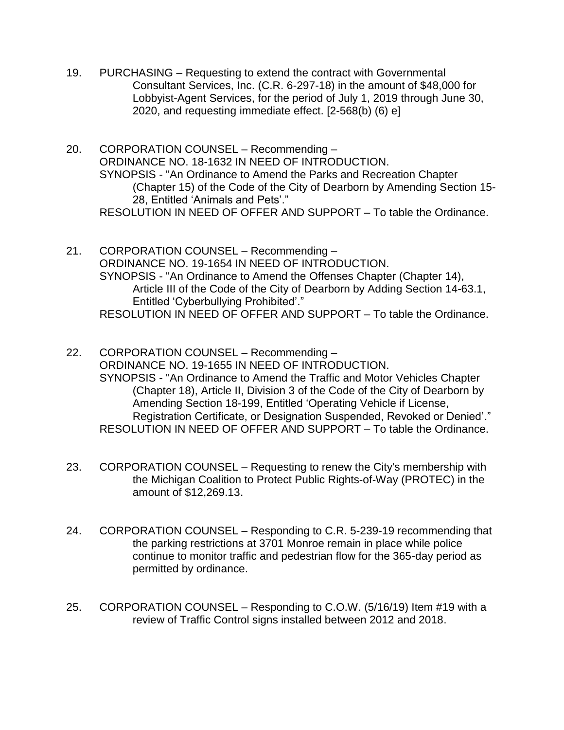19. PURCHASING – Requesting to extend the contract with Governmental Consultant Services, Inc. (C.R. 6-297-18) in the amount of $48,000 for Lobbyist-Agent Services, for the period of July 1, 2019 through June 30, 2020, and requesting immediate effect. [2-568(b) (6) e]

20. CORPORATION COUNSEL – Recommending –
    ORDINANCE NO. 18-1632 IN NEED OF INTRODUCTION.
    SYNOPSIS - "An Ordinance to Amend the Parks and Recreation Chapter (Chapter 15) of the Code of the City of Dearborn by Amending Section 15-28, Entitled 'Animals and Pets'."
    RESOLUTION IN NEED OF OFFER AND SUPPORT – To table the Ordinance.

21. CORPORATION COUNSEL – Recommending –
    ORDINANCE NO. 19-1654 IN NEED OF INTRODUCTION.
    SYNOPSIS - "An Ordinance to Amend the Offenses Chapter (Chapter 14), Article III of the Code of the City of Dearborn by Adding Section 14-63.1, Entitled 'Cyberbullying Prohibited'."
    RESOLUTION IN NEED OF OFFER AND SUPPORT – To table the Ordinance.

22. CORPORATION COUNSEL – Recommending –
    ORDINANCE NO. 19-1655 IN NEED OF INTRODUCTION.
    SYNOPSIS - "An Ordinance to Amend the Traffic and Motor Vehicles Chapter (Chapter 18), Article II, Division 3 of the Code of the City of Dearborn by Amending Section 18-199, Entitled 'Operating Vehicle if License, Registration Certificate, or Designation Suspended, Revoked or Denied'."
    RESOLUTION IN NEED OF OFFER AND SUPPORT – To table the Ordinance.

23. CORPORATION COUNSEL – Requesting to renew the City's membership with the Michigan Coalition to Protect Public Rights-of-Way (PROTEC) in the amount of $12,269.13.

24. CORPORATION COUNSEL – Responding to C.R. 5-239-19 recommending that the parking restrictions at 3701 Monroe remain in place while police continue to monitor traffic and pedestrian flow for the 365-day period as permitted by ordinance.

25. CORPORATION COUNSEL – Responding to C.O.W. (5/16/19) Item #19 with a review of Traffic Control signs installed between 2012 and 2018.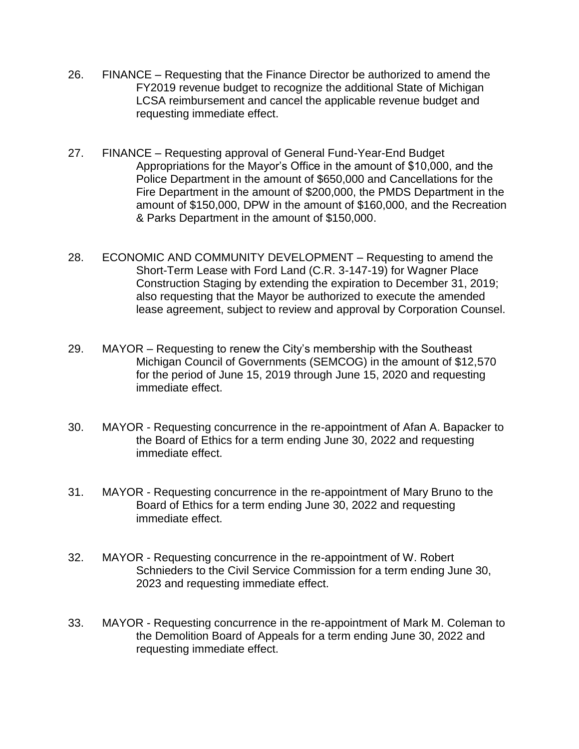26. FINANCE – Requesting that the Finance Director be authorized to amend the FY2019 revenue budget to recognize the additional State of Michigan LCSA reimbursement and cancel the applicable revenue budget and requesting immediate effect.

27. FINANCE – Requesting approval of General Fund-Year-End Budget Appropriations for the Mayor's Office in the amount of $10,000, and the Police Department in the amount of $650,000 and Cancellations for the Fire Department in the amount of $200,000, the PMDS Department in the amount of $150,000, DPW in the amount of $160,000, and the Recreation & Parks Department in the amount of $150,000.

28. ECONOMIC AND COMMUNITY DEVELOPMENT – Requesting to amend the Short-Term Lease with Ford Land (C.R. 3-147-19) for Wagner Place Construction Staging by extending the expiration to December 31, 2019; also requesting that the Mayor be authorized to execute the amended lease agreement, subject to review and approval by Corporation Counsel.

29. MAYOR – Requesting to renew the City's membership with the Southeast Michigan Council of Governments (SEMCOG) in the amount of $12,570 for the period of June 15, 2019 through June 15, 2020 and requesting immediate effect.

30. MAYOR - Requesting concurrence in the re-appointment of Afan A. Bapacker to the Board of Ethics for a term ending June 30, 2022 and requesting immediate effect.

31. MAYOR - Requesting concurrence in the re-appointment of Mary Bruno to the Board of Ethics for a term ending June 30, 2022 and requesting immediate effect.

32. MAYOR - Requesting concurrence in the re-appointment of W. Robert Schnieders to the Civil Service Commission for a term ending June 30, 2023 and requesting immediate effect.

33. MAYOR - Requesting concurrence in the re-appointment of Mark M. Coleman to the Demolition Board of Appeals for a term ending June 30, 2022 and requesting immediate effect.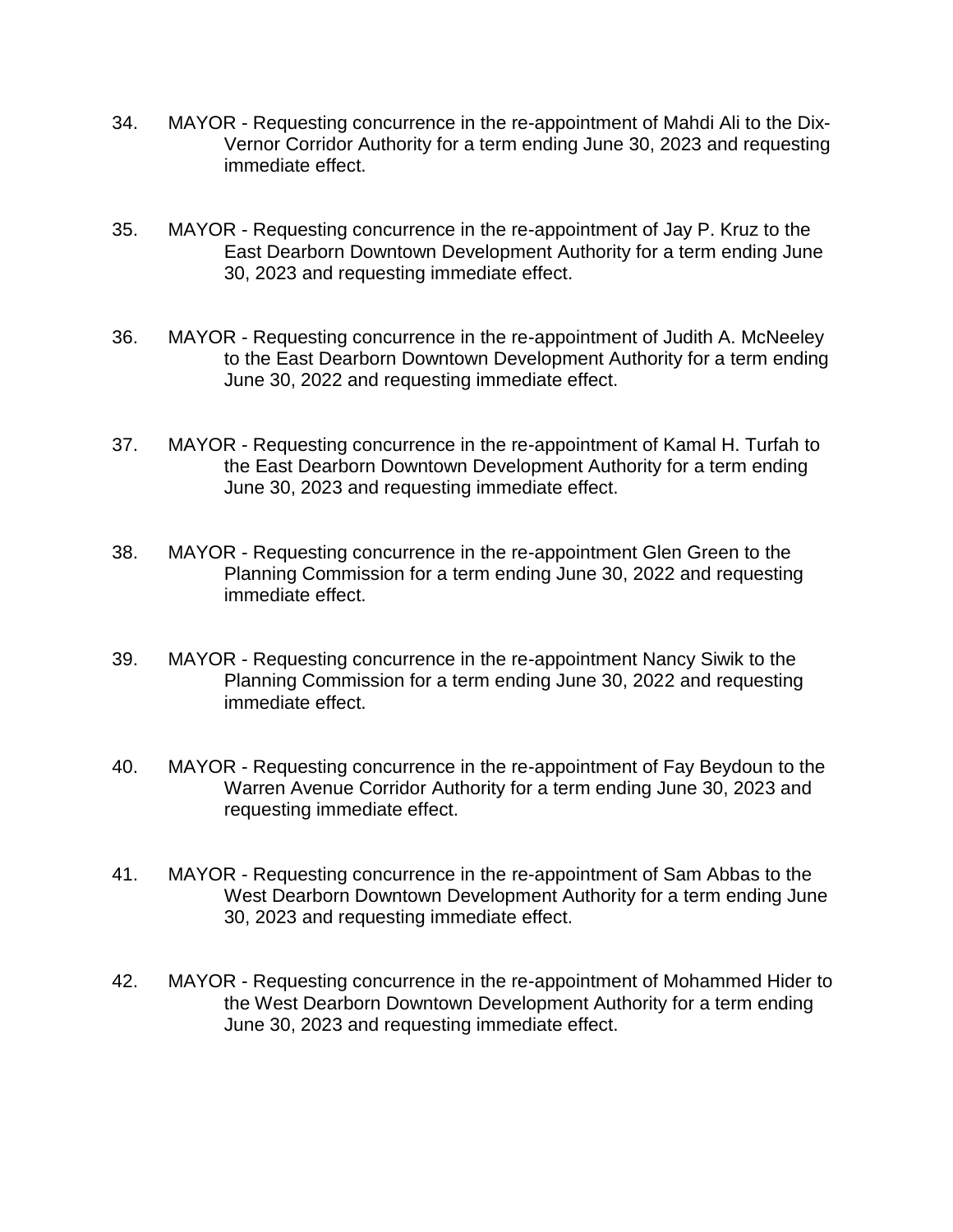34. MAYOR - Requesting concurrence in the re-appointment of Mahdi Ali to the Dix-Vernor Corridor Authority for a term ending June 30, 2023 and requesting immediate effect.

35. MAYOR - Requesting concurrence in the re-appointment of Jay P. Kruz to the East Dearborn Downtown Development Authority for a term ending June 30, 2023 and requesting immediate effect.

36. MAYOR - Requesting concurrence in the re-appointment of Judith A. McNeeley to the East Dearborn Downtown Development Authority for a term ending June 30, 2022 and requesting immediate effect.

37. MAYOR - Requesting concurrence in the re-appointment of Kamal H. Turfah to the East Dearborn Downtown Development Authority for a term ending June 30, 2023 and requesting immediate effect.

38. MAYOR - Requesting concurrence in the re-appointment Glen Green to the Planning Commission for a term ending June 30, 2022 and requesting immediate effect.

39. MAYOR - Requesting concurrence in the re-appointment Nancy Siwik to the Planning Commission for a term ending June 30, 2022 and requesting immediate effect.

40. MAYOR - Requesting concurrence in the re-appointment of Fay Beydoun to the Warren Avenue Corridor Authority for a term ending June 30, 2023 and requesting immediate effect.

41. MAYOR - Requesting concurrence in the re-appointment of Sam Abbas to the West Dearborn Downtown Development Authority for a term ending June 30, 2023 and requesting immediate effect.

42. MAYOR - Requesting concurrence in the re-appointment of Mohammed Hider to the West Dearborn Downtown Development Authority for a term ending June 30, 2023 and requesting immediate effect.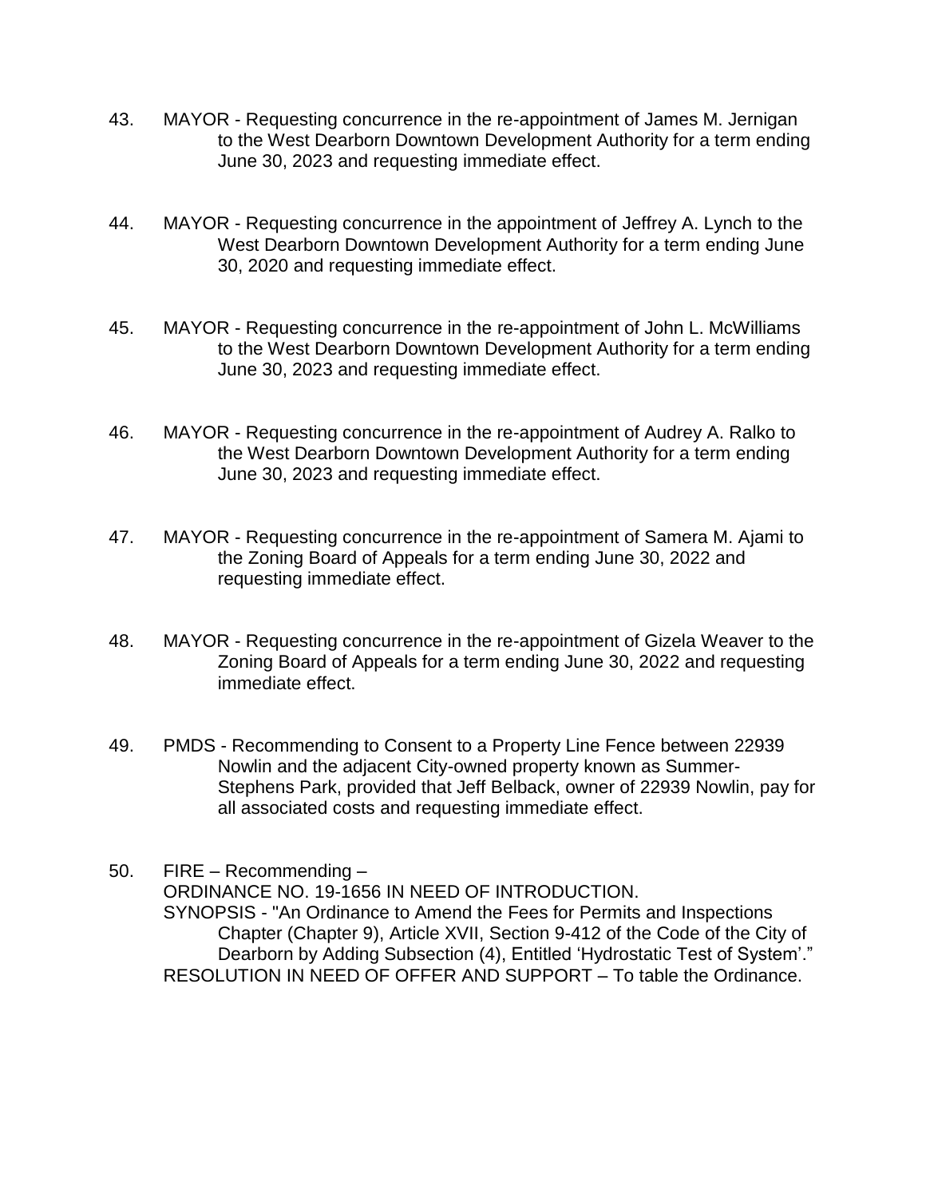43. MAYOR - Requesting concurrence in the re-appointment of James M. Jernigan to the West Dearborn Downtown Development Authority for a term ending June 30, 2023 and requesting immediate effect.

44. MAYOR - Requesting concurrence in the appointment of Jeffrey A. Lynch to the West Dearborn Downtown Development Authority for a term ending June 30, 2020 and requesting immediate effect.

45. MAYOR - Requesting concurrence in the re-appointment of John L. McWilliams to the West Dearborn Downtown Development Authority for a term ending June 30, 2023 and requesting immediate effect.

46. MAYOR - Requesting concurrence in the re-appointment of Audrey A. Ralko to the West Dearborn Downtown Development Authority for a term ending June 30, 2023 and requesting immediate effect.

47. MAYOR - Requesting concurrence in the re-appointment of Samera M. Ajami to the Zoning Board of Appeals for a term ending June 30, 2022 and requesting immediate effect.

48. MAYOR - Requesting concurrence in the re-appointment of Gizela Weaver to the Zoning Board of Appeals for a term ending June 30, 2022 and requesting immediate effect.

49. PMDS - Recommending to Consent to a Property Line Fence between 22939 Nowlin and the adjacent City-owned property known as Summer-Stephens Park, provided that Jeff Belback, owner of 22939 Nowlin, pay for all associated costs and requesting immediate effect.

50. FIRE – Recommending –
ORDINANCE NO. 19-1656 IN NEED OF INTRODUCTION.
SYNOPSIS - "An Ordinance to Amend the Fees for Permits and Inspections Chapter (Chapter 9), Article XVII, Section 9-412 of the Code of the City of Dearborn by Adding Subsection (4), Entitled 'Hydrostatic Test of System'."
RESOLUTION IN NEED OF OFFER AND SUPPORT – To table the Ordinance.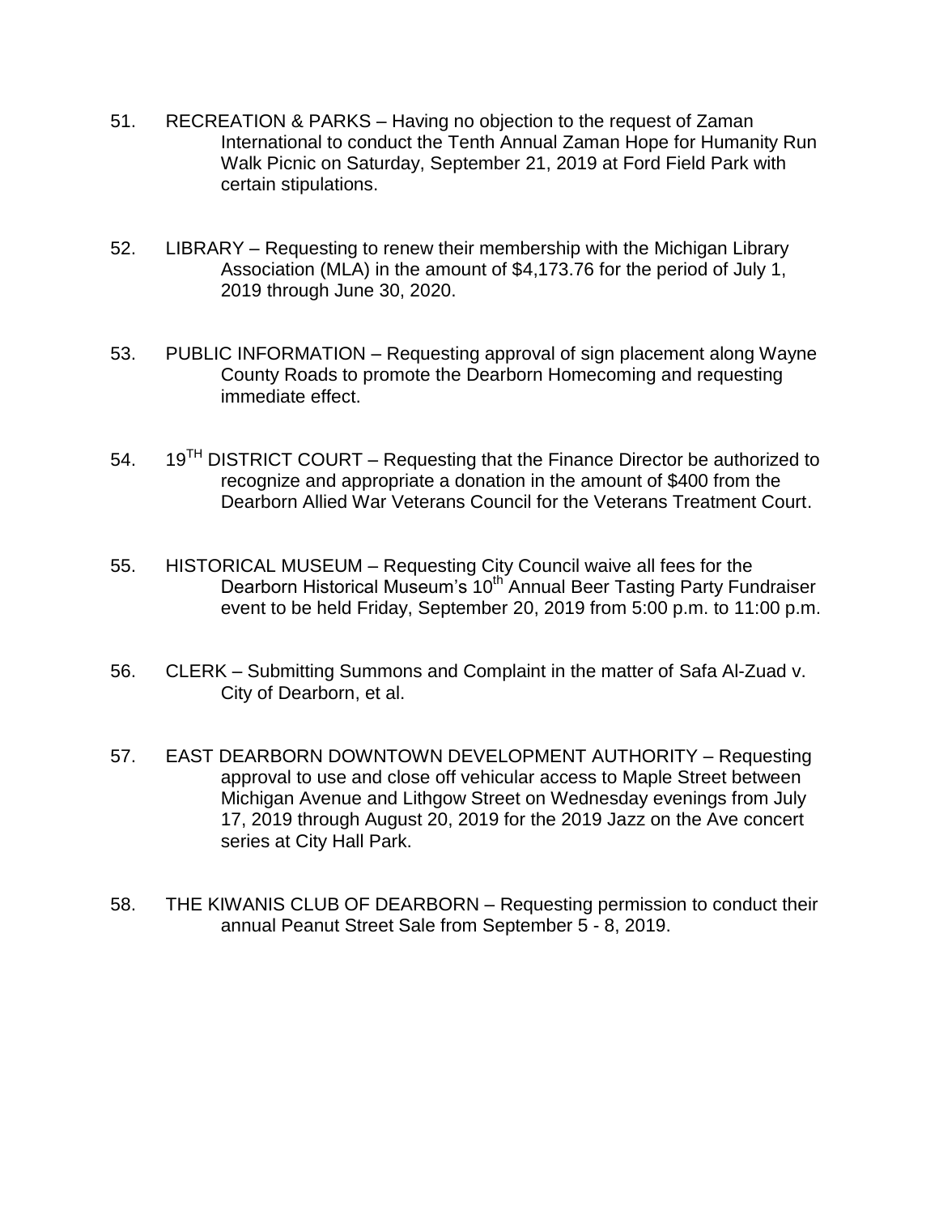51. RECREATION & PARKS – Having no objection to the request of Zaman International to conduct the Tenth Annual Zaman Hope for Humanity Run Walk Picnic on Saturday, September 21, 2019 at Ford Field Park with certain stipulations.

52. LIBRARY – Requesting to renew their membership with the Michigan Library Association (MLA) in the amount of $4,173.76 for the period of July 1, 2019 through June 30, 2020.

53. PUBLIC INFORMATION – Requesting approval of sign placement along Wayne County Roads to promote the Dearborn Homecoming and requesting immediate effect.

54. 19TH DISTRICT COURT – Requesting that the Finance Director be authorized to recognize and appropriate a donation in the amount of $400 from the Dearborn Allied War Veterans Council for the Veterans Treatment Court.

55. HISTORICAL MUSEUM – Requesting City Council waive all fees for the Dearborn Historical Museum's 10th Annual Beer Tasting Party Fundraiser event to be held Friday, September 20, 2019 from 5:00 p.m. to 11:00 p.m.

56. CLERK – Submitting Summons and Complaint in the matter of Safa Al-Zuad v. City of Dearborn, et al.

57. EAST DEARBORN DOWNTOWN DEVELOPMENT AUTHORITY – Requesting approval to use and close off vehicular access to Maple Street between Michigan Avenue and Lithgow Street on Wednesday evenings from July 17, 2019 through August 20, 2019 for the 2019 Jazz on the Ave concert series at City Hall Park.

58. THE KIWANIS CLUB OF DEARBORN – Requesting permission to conduct their annual Peanut Street Sale from September 5 - 8, 2019.